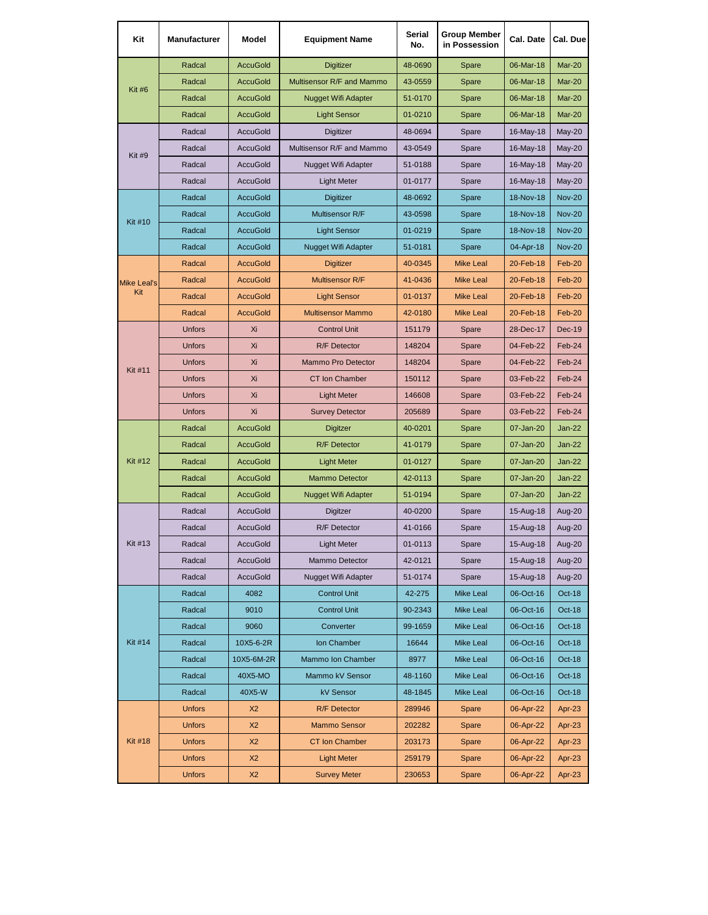| Kit | Manufacturer | Model | Equipment Name | Serial No. | Group Member in Possession | Cal. Date | Cal. Due |
|---|---|---|---|---|---|---|---|
| Kit #6 | Radcal | AccuGold | Digitizer | 48-0690 | Spare | 06-Mar-18 | Mar-20 |
| | Radcal | AccuGold | Multisensor R/F and Mammo | 43-0559 | Spare | 06-Mar-18 | Mar-20 |
| | Radcal | AccuGold | Nugget Wifi Adapter | 51-0170 | Spare | 06-Mar-18 | Mar-20 |
| | Radcal | AccuGold | Light Sensor | 01-0210 | Spare | 06-Mar-18 | Mar-20 |
| Kit #9 | Radcal | AccuGold | Digitizer | 48-0694 | Spare | 16-May-18 | May-20 |
| | Radcal | AccuGold | Multisensor R/F and Mammo | 43-0549 | Spare | 16-May-18 | May-20 |
| | Radcal | AccuGold | Nugget Wifi Adapter | 51-0188 | Spare | 16-May-18 | May-20 |
| | Radcal | AccuGold | Light Meter | 01-0177 | Spare | 16-May-18 | May-20 |
| Kit #10 | Radcal | AccuGold | Digitizer | 48-0692 | Spare | 18-Nov-18 | Nov-20 |
| | Radcal | AccuGold | Multisensor R/F | 43-0598 | Spare | 18-Nov-18 | Nov-20 |
| | Radcal | AccuGold | Light Sensor | 01-0219 | Spare | 18-Nov-18 | Nov-20 |
| | Radcal | AccuGold | Nugget Wifi Adapter | 51-0181 | Spare | 04-Apr-18 | Nov-20 |
| Mike Leal's Kit | Radcal | AccuGold | Digitizer | 40-0345 | Mike Leal | 20-Feb-18 | Feb-20 |
| | Radcal | AccuGold | Multisensor R/F | 41-0436 | Mike Leal | 20-Feb-18 | Feb-20 |
| | Radcal | AccuGold | Light Sensor | 01-0137 | Mike Leal | 20-Feb-18 | Feb-20 |
| | Radcal | AccuGold | Multisensor Mammo | 42-0180 | Mike Leal | 20-Feb-18 | Feb-20 |
| Kit #11 | Unfors | Xi | Control Unit | 151179 | Spare | 28-Dec-17 | Dec-19 |
| | Unfors | Xi | R/F Detector | 148204 | Spare | 04-Feb-22 | Feb-24 |
| | Unfors | Xi | Mammo Pro Detector | 148204 | Spare | 04-Feb-22 | Feb-24 |
| | Unfors | Xi | CT Ion Chamber | 150112 | Spare | 03-Feb-22 | Feb-24 |
| | Unfors | Xi | Light Meter | 146608 | Spare | 03-Feb-22 | Feb-24 |
| | Unfors | Xi | Survey Detector | 205689 | Spare | 03-Feb-22 | Feb-24 |
| Kit #12 | Radcal | AccuGold | Digitzer | 40-0201 | Spare | 07-Jan-20 | Jan-22 |
| | Radcal | AccuGold | R/F Detector | 41-0179 | Spare | 07-Jan-20 | Jan-22 |
| | Radcal | AccuGold | Light Meter | 01-0127 | Spare | 07-Jan-20 | Jan-22 |
| | Radcal | AccuGold | Mammo Detector | 42-0113 | Spare | 07-Jan-20 | Jan-22 |
| | Radcal | AccuGold | Nugget Wifi Adapter | 51-0194 | Spare | 07-Jan-20 | Jan-22 |
| Kit #13 | Radcal | AccuGold | Digitzer | 40-0200 | Spare | 15-Aug-18 | Aug-20 |
| | Radcal | AccuGold | R/F Detector | 41-0166 | Spare | 15-Aug-18 | Aug-20 |
| | Radcal | AccuGold | Light Meter | 01-0113 | Spare | 15-Aug-18 | Aug-20 |
| | Radcal | AccuGold | Mammo Detector | 42-0121 | Spare | 15-Aug-18 | Aug-20 |
| | Radcal | AccuGold | Nugget Wifi Adapter | 51-0174 | Spare | 15-Aug-18 | Aug-20 |
| Kit #14 | Radcal | 4082 | Control Unit | 42-275 | Mike Leal | 06-Oct-16 | Oct-18 |
| | Radcal | 9010 | Control Unit | 90-2343 | Mike Leal | 06-Oct-16 | Oct-18 |
| | Radcal | 9060 | Converter | 99-1659 | Mike Leal | 06-Oct-16 | Oct-18 |
| | Radcal | 10X5-6-2R | Ion Chamber | 16644 | Mike Leal | 06-Oct-16 | Oct-18 |
| | Radcal | 10X5-6M-2R | Mammo Ion Chamber | 8977 | Mike Leal | 06-Oct-16 | Oct-18 |
| | Radcal | 40X5-MO | Mammo kV Sensor | 48-1160 | Mike Leal | 06-Oct-16 | Oct-18 |
| | Radcal | 40X5-W | kV Sensor | 48-1845 | Mike Leal | 06-Oct-16 | Oct-18 |
| Kit #18 | Unfors | X2 | R/F Detector | 289946 | Spare | 06-Apr-22 | Apr-23 |
| | Unfors | X2 | Mammo Sensor | 202282 | Spare | 06-Apr-22 | Apr-23 |
| | Unfors | X2 | CT Ion Chamber | 203173 | Spare | 06-Apr-22 | Apr-23 |
| | Unfors | X2 | Light Meter | 259179 | Spare | 06-Apr-22 | Apr-23 |
| | Unfors | X2 | Survey Meter | 230653 | Spare | 06-Apr-22 | Apr-23 |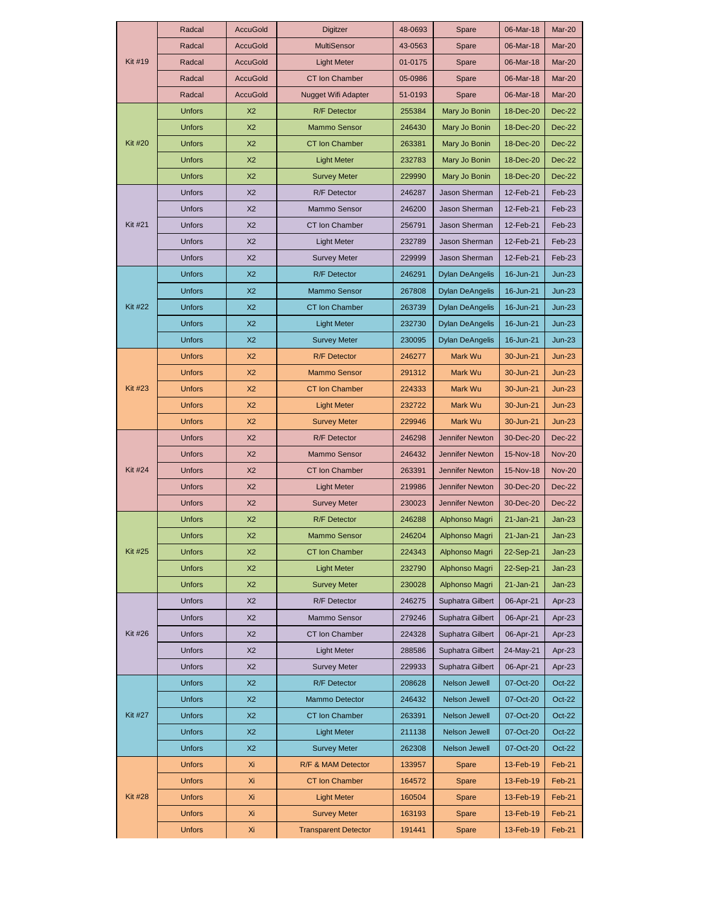| | | | | | | | |
|---|---|---|---|---|---|---|---|
| Kit #19 | Radcal | AccuGold | Digitzer | 48-0693 | Spare | 06-Mar-18 | Mar-20 |
| | Radcal | AccuGold | MultiSensor | 43-0563 | Spare | 06-Mar-18 | Mar-20 |
| | Radcal | AccuGold | Light Meter | 01-0175 | Spare | 06-Mar-18 | Mar-20 |
| | Radcal | AccuGold | CT Ion Chamber | 05-0986 | Spare | 06-Mar-18 | Mar-20 |
| | Radcal | AccuGold | Nugget Wifi Adapter | 51-0193 | Spare | 06-Mar-18 | Mar-20 |
| Kit #20 | Unfors | X2 | R/F Detector | 255384 | Mary Jo Bonin | 18-Dec-20 | Dec-22 |
| | Unfors | X2 | Mammo Sensor | 246430 | Mary Jo Bonin | 18-Dec-20 | Dec-22 |
| | Unfors | X2 | CT Ion Chamber | 263381 | Mary Jo Bonin | 18-Dec-20 | Dec-22 |
| | Unfors | X2 | Light Meter | 232783 | Mary Jo Bonin | 18-Dec-20 | Dec-22 |
| | Unfors | X2 | Survey Meter | 229990 | Mary Jo Bonin | 18-Dec-20 | Dec-22 |
| Kit #21 | Unfors | X2 | R/F Detector | 246287 | Jason Sherman | 12-Feb-21 | Feb-23 |
| | Unfors | X2 | Mammo Sensor | 246200 | Jason Sherman | 12-Feb-21 | Feb-23 |
| | Unfors | X2 | CT Ion Chamber | 256791 | Jason Sherman | 12-Feb-21 | Feb-23 |
| | Unfors | X2 | Light Meter | 232789 | Jason Sherman | 12-Feb-21 | Feb-23 |
| | Unfors | X2 | Survey Meter | 229999 | Jason Sherman | 12-Feb-21 | Feb-23 |
| Kit #22 | Unfors | X2 | R/F Detector | 246291 | Dylan DeAngelis | 16-Jun-21 | Jun-23 |
| | Unfors | X2 | Mammo Sensor | 267808 | Dylan DeAngelis | 16-Jun-21 | Jun-23 |
| | Unfors | X2 | CT Ion Chamber | 263739 | Dylan DeAngelis | 16-Jun-21 | Jun-23 |
| | Unfors | X2 | Light Meter | 232730 | Dylan DeAngelis | 16-Jun-21 | Jun-23 |
| | Unfors | X2 | Survey Meter | 230095 | Dylan DeAngelis | 16-Jun-21 | Jun-23 |
| Kit #23 | Unfors | X2 | R/F Detector | 246277 | Mark Wu | 30-Jun-21 | Jun-23 |
| | Unfors | X2 | Mammo Sensor | 291312 | Mark Wu | 30-Jun-21 | Jun-23 |
| | Unfors | X2 | CT Ion Chamber | 224333 | Mark Wu | 30-Jun-21 | Jun-23 |
| | Unfors | X2 | Light Meter | 232722 | Mark Wu | 30-Jun-21 | Jun-23 |
| | Unfors | X2 | Survey Meter | 229946 | Mark Wu | 30-Jun-21 | Jun-23 |
| Kit #24 | Unfors | X2 | R/F Detector | 246298 | Jennifer Newton | 30-Dec-20 | Dec-22 |
| | Unfors | X2 | Mammo Sensor | 246432 | Jennifer Newton | 15-Nov-18 | Nov-20 |
| | Unfors | X2 | CT Ion Chamber | 263391 | Jennifer Newton | 15-Nov-18 | Nov-20 |
| | Unfors | X2 | Light Meter | 219986 | Jennifer Newton | 30-Dec-20 | Dec-22 |
| | Unfors | X2 | Survey Meter | 230023 | Jennifer Newton | 30-Dec-20 | Dec-22 |
| Kit #25 | Unfors | X2 | R/F Detector | 246288 | Alphonso Magri | 21-Jan-21 | Jan-23 |
| | Unfors | X2 | Mammo Sensor | 246204 | Alphonso Magri | 21-Jan-21 | Jan-23 |
| | Unfors | X2 | CT Ion Chamber | 224343 | Alphonso Magri | 22-Sep-21 | Jan-23 |
| | Unfors | X2 | Light Meter | 232790 | Alphonso Magri | 22-Sep-21 | Jan-23 |
| | Unfors | X2 | Survey Meter | 230028 | Alphonso Magri | 21-Jan-21 | Jan-23 |
| Kit #26 | Unfors | X2 | R/F Detector | 246275 | Suphatra Gilbert | 06-Apr-21 | Apr-23 |
| | Unfors | X2 | Mammo Sensor | 279246 | Suphatra Gilbert | 06-Apr-21 | Apr-23 |
| | Unfors | X2 | CT Ion Chamber | 224328 | Suphatra Gilbert | 06-Apr-21 | Apr-23 |
| | Unfors | X2 | Light Meter | 288586 | Suphatra Gilbert | 24-May-21 | Apr-23 |
| | Unfors | X2 | Survey Meter | 229933 | Suphatra Gilbert | 06-Apr-21 | Apr-23 |
| Kit #27 | Unfors | X2 | R/F Detector | 208628 | Nelson Jewell | 07-Oct-20 | Oct-22 |
| | Unfors | X2 | Mammo Detector | 246432 | Nelson Jewell | 07-Oct-20 | Oct-22 |
| | Unfors | X2 | CT Ion Chamber | 263391 | Nelson Jewell | 07-Oct-20 | Oct-22 |
| | Unfors | X2 | Light Meter | 211138 | Nelson Jewell | 07-Oct-20 | Oct-22 |
| | Unfors | X2 | Survey Meter | 262308 | Nelson Jewell | 07-Oct-20 | Oct-22 |
| Kit #28 | Unfors | Xi | R/F & MAM Detector | 133957 | Spare | 13-Feb-19 | Feb-21 |
| | Unfors | Xi | CT Ion Chamber | 164572 | Spare | 13-Feb-19 | Feb-21 |
| | Unfors | Xi | Light Meter | 160504 | Spare | 13-Feb-19 | Feb-21 |
| | Unfors | Xi | Survey Meter | 163193 | Spare | 13-Feb-19 | Feb-21 |
| | Unfors | Xi | Transparent Detector | 191441 | Spare | 13-Feb-19 | Feb-21 |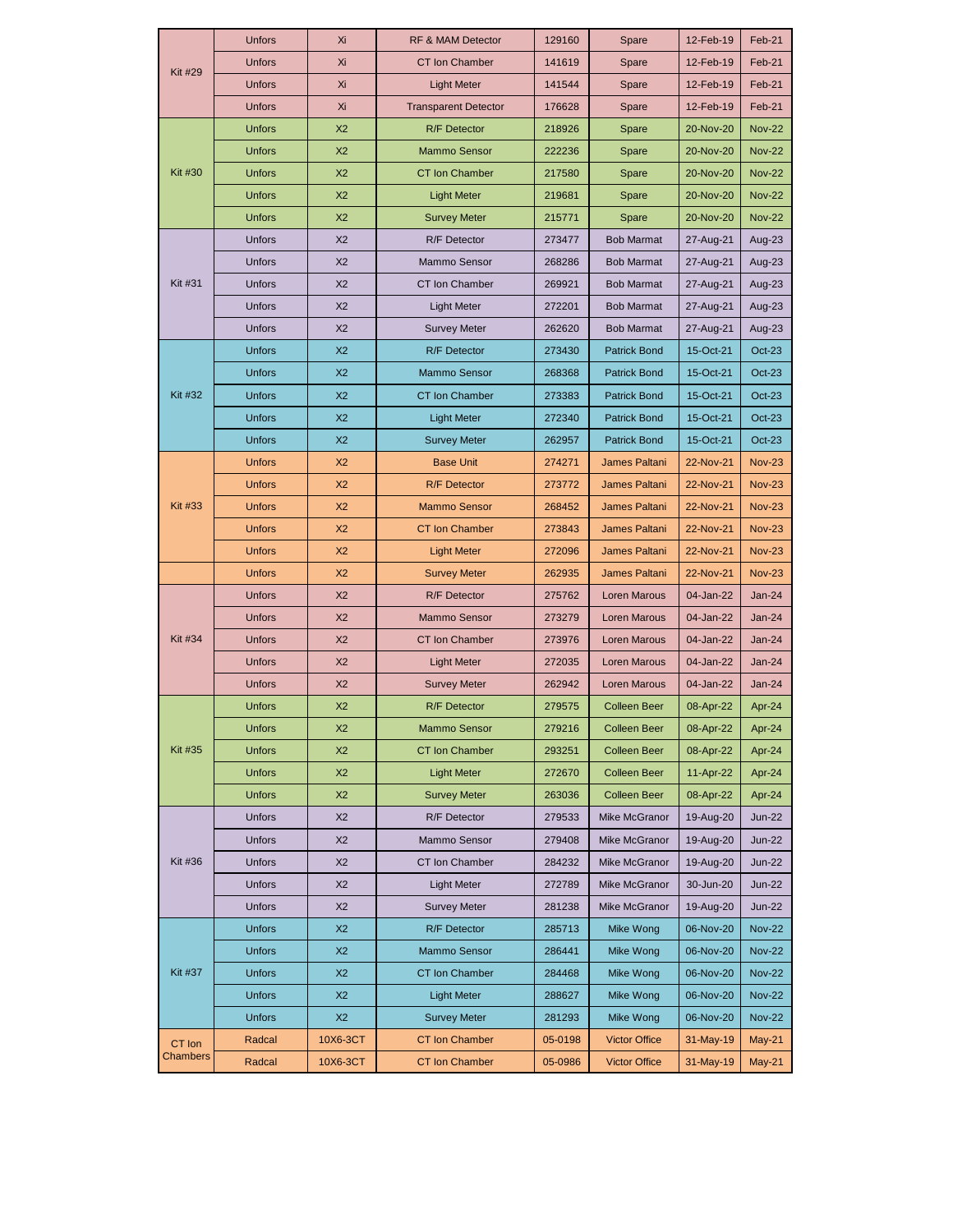| | | | | | | | |
|---|---|---|---|---|---|---|---|
| Kit #29 | Unfors | Xi | RF & MAM Detector | 129160 | Spare | 12-Feb-19 | Feb-21 |
| | Unfors | Xi | CT Ion Chamber | 141619 | Spare | 12-Feb-19 | Feb-21 |
| | Unfors | Xi | Light Meter | 141544 | Spare | 12-Feb-19 | Feb-21 |
| | Unfors | Xi | Transparent Detector | 176628 | Spare | 12-Feb-19 | Feb-21 |
| Kit #30 | Unfors | X2 | R/F Detector | 218926 | Spare | 20-Nov-20 | Nov-22 |
| | Unfors | X2 | Mammo Sensor | 222236 | Spare | 20-Nov-20 | Nov-22 |
| | Unfors | X2 | CT Ion Chamber | 217580 | Spare | 20-Nov-20 | Nov-22 |
| | Unfors | X2 | Light Meter | 219681 | Spare | 20-Nov-20 | Nov-22 |
| | Unfors | X2 | Survey Meter | 215771 | Spare | 20-Nov-20 | Nov-22 |
| Kit #31 | Unfors | X2 | R/F Detector | 273477 | Bob Marmat | 27-Aug-21 | Aug-23 |
| | Unfors | X2 | Mammo Sensor | 268286 | Bob Marmat | 27-Aug-21 | Aug-23 |
| | Unfors | X2 | CT Ion Chamber | 269921 | Bob Marmat | 27-Aug-21 | Aug-23 |
| | Unfors | X2 | Light Meter | 272201 | Bob Marmat | 27-Aug-21 | Aug-23 |
| | Unfors | X2 | Survey Meter | 262620 | Bob Marmat | 27-Aug-21 | Aug-23 |
| Kit #32 | Unfors | X2 | R/F Detector | 273430 | Patrick Bond | 15-Oct-21 | Oct-23 |
| | Unfors | X2 | Mammo Sensor | 268368 | Patrick Bond | 15-Oct-21 | Oct-23 |
| | Unfors | X2 | CT Ion Chamber | 273383 | Patrick Bond | 15-Oct-21 | Oct-23 |
| | Unfors | X2 | Light Meter | 272340 | Patrick Bond | 15-Oct-21 | Oct-23 |
| | Unfors | X2 | Survey Meter | 262957 | Patrick Bond | 15-Oct-21 | Oct-23 |
| Kit #33 | Unfors | X2 | Base Unit | 274271 | James Paltani | 22-Nov-21 | Nov-23 |
| | Unfors | X2 | R/F Detector | 273772 | James Paltani | 22-Nov-21 | Nov-23 |
| | Unfors | X2 | Mammo Sensor | 268452 | James Paltani | 22-Nov-21 | Nov-23 |
| | Unfors | X2 | CT Ion Chamber | 273843 | James Paltani | 22-Nov-21 | Nov-23 |
| | Unfors | X2 | Light Meter | 272096 | James Paltani | 22-Nov-21 | Nov-23 |
| | Unfors | X2 | Survey Meter | 262935 | James Paltani | 22-Nov-21 | Nov-23 |
| Kit #34 | Unfors | X2 | R/F Detector | 275762 | Loren Marous | 04-Jan-22 | Jan-24 |
| | Unfors | X2 | Mammo Sensor | 273279 | Loren Marous | 04-Jan-22 | Jan-24 |
| | Unfors | X2 | CT Ion Chamber | 273976 | Loren Marous | 04-Jan-22 | Jan-24 |
| | Unfors | X2 | Light Meter | 272035 | Loren Marous | 04-Jan-22 | Jan-24 |
| | Unfors | X2 | Survey Meter | 262942 | Loren Marous | 04-Jan-22 | Jan-24 |
| Kit #35 | Unfors | X2 | R/F Detector | 279575 | Colleen Beer | 08-Apr-22 | Apr-24 |
| | Unfors | X2 | Mammo Sensor | 279216 | Colleen Beer | 08-Apr-22 | Apr-24 |
| | Unfors | X2 | CT Ion Chamber | 293251 | Colleen Beer | 08-Apr-22 | Apr-24 |
| | Unfors | X2 | Light Meter | 272670 | Colleen Beer | 11-Apr-22 | Apr-24 |
| | Unfors | X2 | Survey Meter | 263036 | Colleen Beer | 08-Apr-22 | Apr-24 |
| Kit #36 | Unfors | X2 | R/F Detector | 279533 | Mike McGranor | 19-Aug-20 | Jun-22 |
| | Unfors | X2 | Mammo Sensor | 279408 | Mike McGranor | 19-Aug-20 | Jun-22 |
| | Unfors | X2 | CT Ion Chamber | 284232 | Mike McGranor | 19-Aug-20 | Jun-22 |
| | Unfors | X2 | Light Meter | 272789 | Mike McGranor | 30-Jun-20 | Jun-22 |
| | Unfors | X2 | Survey Meter | 281238 | Mike McGranor | 19-Aug-20 | Jun-22 |
| Kit #37 | Unfors | X2 | R/F Detector | 285713 | Mike Wong | 06-Nov-20 | Nov-22 |
| | Unfors | X2 | Mammo Sensor | 286441 | Mike Wong | 06-Nov-20 | Nov-22 |
| | Unfors | X2 | CT Ion Chamber | 284468 | Mike Wong | 06-Nov-20 | Nov-22 |
| | Unfors | X2 | Light Meter | 288627 | Mike Wong | 06-Nov-20 | Nov-22 |
| | Unfors | X2 | Survey Meter | 281293 | Mike Wong | 06-Nov-20 | Nov-22 |
| CT Ion Chambers | Radcal | 10X6-3CT | CT Ion Chamber | 05-0198 | Victor Office | 31-May-19 | May-21 |
| | Radcal | 10X6-3CT | CT Ion Chamber | 05-0986 | Victor Office | 31-May-19 | May-21 |